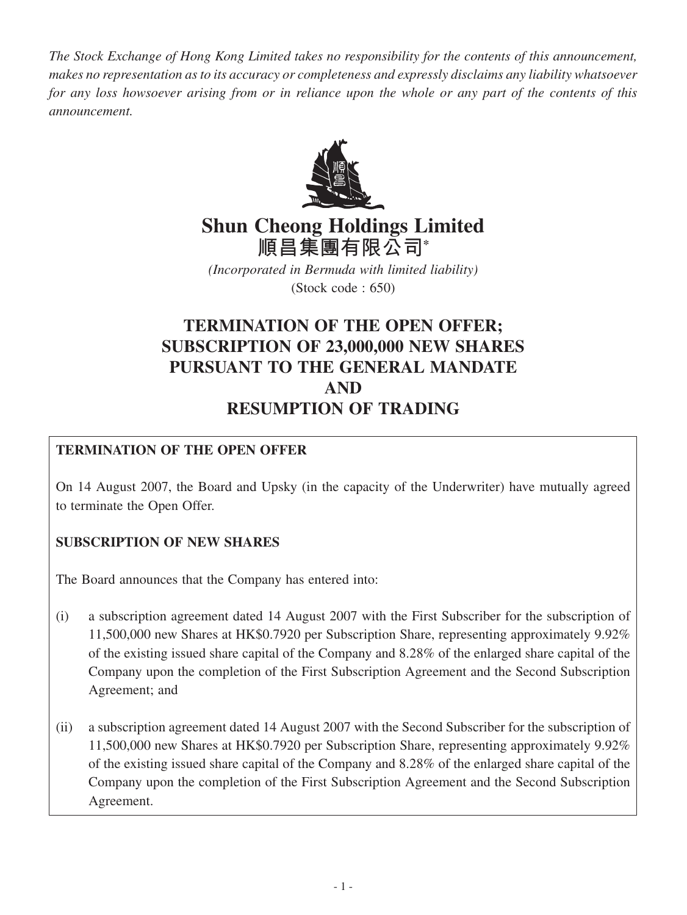*The Stock Exchange of Hong Kong Limited takes no responsibility for the contents of this announcement, makes no representation as to its accuracy or completeness and expressly disclaims any liability whatsoever for any loss howsoever arising from or in reliance upon the whole or any part of the contents of this announcement.*

# Shun Cheong Holdings Limited
# 順昌集團有限公司*

*(Incorporated in Bermuda with limited liability)*
(Stock code : 650)

# TERMINATION OF THE OPEN OFFER; SUBSCRIPTION OF 23,000,000 NEW SHARES PURSUANT TO THE GENERAL MANDATE AND RESUMPTION OF TRADING

**TERMINATION OF THE OPEN OFFER**

On 14 August 2007, the Board and Upsky (in the capacity of the Underwriter) have mutually agreed to terminate the Open Offer.

**SUBSCRIPTION OF NEW SHARES**

The Board announces that the Company has entered into:

(i) a subscription agreement dated 14 August 2007 with the First Subscriber for the subscription of 11,500,000 new Shares at HK$0.7920 per Subscription Share, representing approximately 9.92% of the existing issued share capital of the Company and 8.28% of the enlarged share capital of the Company upon the completion of the First Subscription Agreement and the Second Subscription Agreement; and

(ii) a subscription agreement dated 14 August 2007 with the Second Subscriber for the subscription of 11,500,000 new Shares at HK$0.7920 per Subscription Share, representing approximately 9.92% of the existing issued share capital of the Company and 8.28% of the enlarged share capital of the Company upon the completion of the First Subscription Agreement and the Second Subscription Agreement.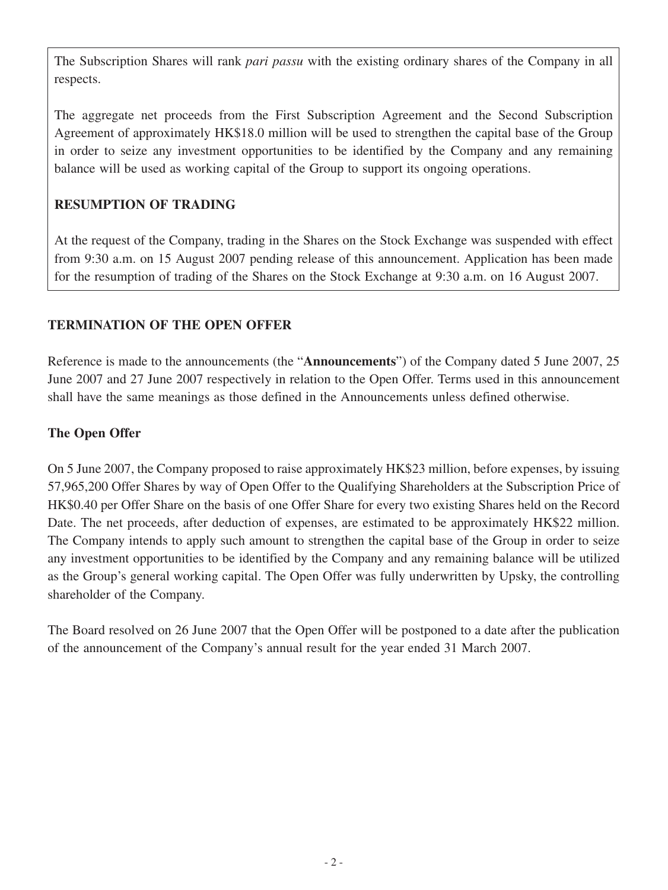The Subscription Shares will rank *pari passu* with the existing ordinary shares of the Company in all respects.

The aggregate net proceeds from the First Subscription Agreement and the Second Subscription Agreement of approximately HK$18.0 million will be used to strengthen the capital base of the Group in order to seize any investment opportunities to be identified by the Company and any remaining balance will be used as working capital of the Group to support its ongoing operations.

**RESUMPTION OF TRADING**

At the request of the Company, trading in the Shares on the Stock Exchange was suspended with effect from 9:30 a.m. on 15 August 2007 pending release of this announcement. Application has been made for the resumption of trading of the Shares on the Stock Exchange at 9:30 a.m. on 16 August 2007.

## TERMINATION OF THE OPEN OFFER

Reference is made to the announcements (the "**Announcements**") of the Company dated 5 June 2007, 25 June 2007 and 27 June 2007 respectively in relation to the Open Offer. Terms used in this announcement shall have the same meanings as those defined in the Announcements unless defined otherwise.

### The Open Offer

On 5 June 2007, the Company proposed to raise approximately HK$23 million, before expenses, by issuing 57,965,200 Offer Shares by way of Open Offer to the Qualifying Shareholders at the Subscription Price of HK$0.40 per Offer Share on the basis of one Offer Share for every two existing Shares held on the Record Date. The net proceeds, after deduction of expenses, are estimated to be approximately HK$22 million. The Company intends to apply such amount to strengthen the capital base of the Group in order to seize any investment opportunities to be identified by the Company and any remaining balance will be utilized as the Group's general working capital. The Open Offer was fully underwritten by Upsky, the controlling shareholder of the Company.

The Board resolved on 26 June 2007 that the Open Offer will be postponed to a date after the publication of the announcement of the Company's annual result for the year ended 31 March 2007.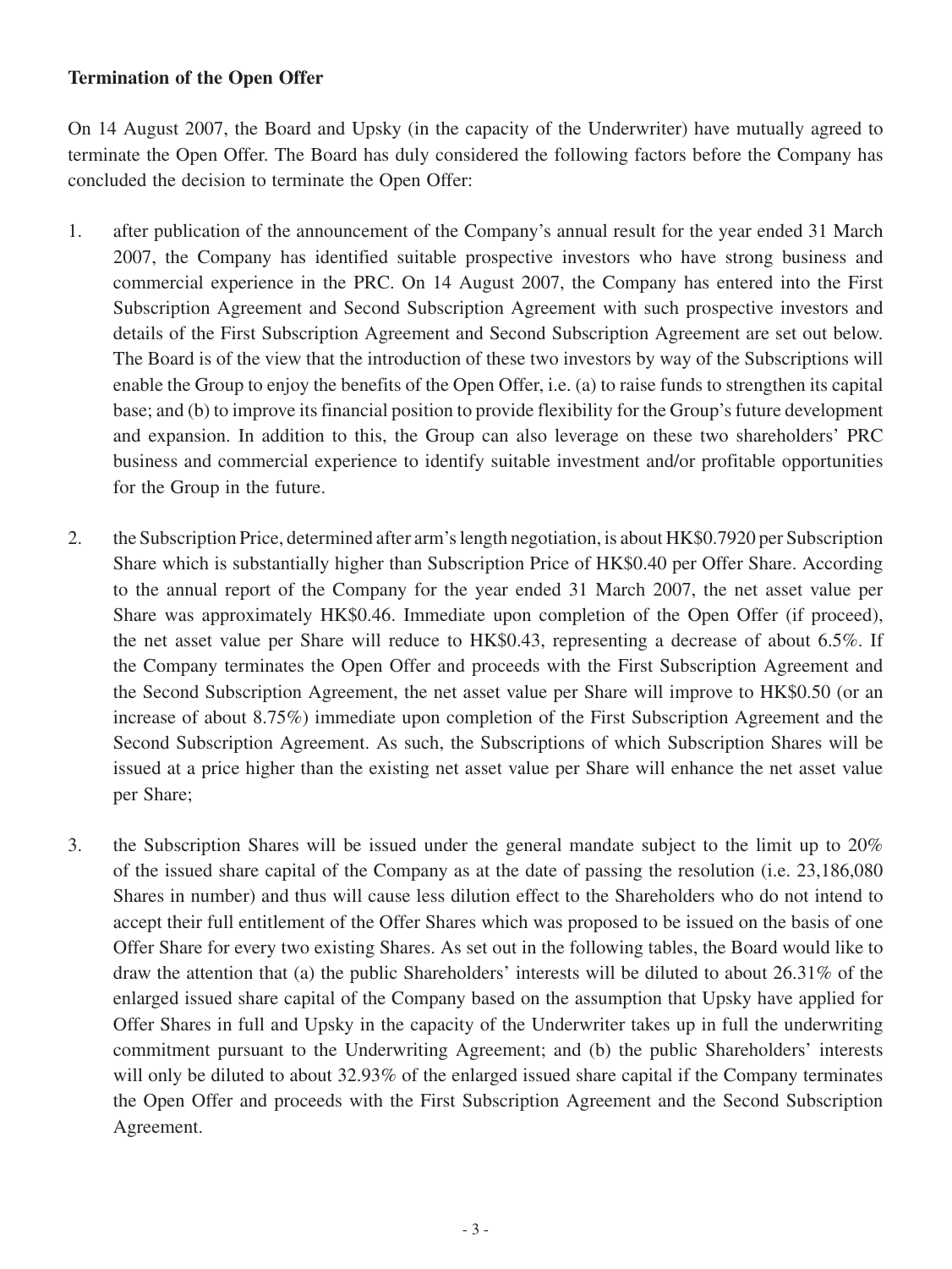**Termination of the Open Offer**

On 14 August 2007, the Board and Upsky (in the capacity of the Underwriter) have mutually agreed to terminate the Open Offer. The Board has duly considered the following factors before the Company has concluded the decision to terminate the Open Offer:

1. after publication of the announcement of the Company's annual result for the year ended 31 March 2007, the Company has identified suitable prospective investors who have strong business and commercial experience in the PRC. On 14 August 2007, the Company has entered into the First Subscription Agreement and Second Subscription Agreement with such prospective investors and details of the First Subscription Agreement and Second Subscription Agreement are set out below. The Board is of the view that the introduction of these two investors by way of the Subscriptions will enable the Group to enjoy the benefits of the Open Offer, i.e. (a) to raise funds to strengthen its capital base; and (b) to improve its financial position to provide flexibility for the Group's future development and expansion. In addition to this, the Group can also leverage on these two shareholders' PRC business and commercial experience to identify suitable investment and/or profitable opportunities for the Group in the future.

2. the Subscription Price, determined after arm's length negotiation, is about HK$0.7920 per Subscription Share which is substantially higher than Subscription Price of HK$0.40 per Offer Share. According to the annual report of the Company for the year ended 31 March 2007, the net asset value per Share was approximately HK$0.46. Immediate upon completion of the Open Offer (if proceed), the net asset value per Share will reduce to HK$0.43, representing a decrease of about 6.5%. If the Company terminates the Open Offer and proceeds with the First Subscription Agreement and the Second Subscription Agreement, the net asset value per Share will improve to HK$0.50 (or an increase of about 8.75%) immediate upon completion of the First Subscription Agreement and the Second Subscription Agreement. As such, the Subscriptions of which Subscription Shares will be issued at a price higher than the existing net asset value per Share will enhance the net asset value per Share;

3. the Subscription Shares will be issued under the general mandate subject to the limit up to 20% of the issued share capital of the Company as at the date of passing the resolution (i.e. 23,186,080 Shares in number) and thus will cause less dilution effect to the Shareholders who do not intend to accept their full entitlement of the Offer Shares which was proposed to be issued on the basis of one Offer Share for every two existing Shares. As set out in the following tables, the Board would like to draw the attention that (a) the public Shareholders' interests will be diluted to about 26.31% of the enlarged issued share capital of the Company based on the assumption that Upsky have applied for Offer Shares in full and Upsky in the capacity of the Underwriter takes up in full the underwriting commitment pursuant to the Underwriting Agreement; and (b) the public Shareholders' interests will only be diluted to about 32.93% of the enlarged issued share capital if the Company terminates the Open Offer and proceeds with the First Subscription Agreement and the Second Subscription Agreement.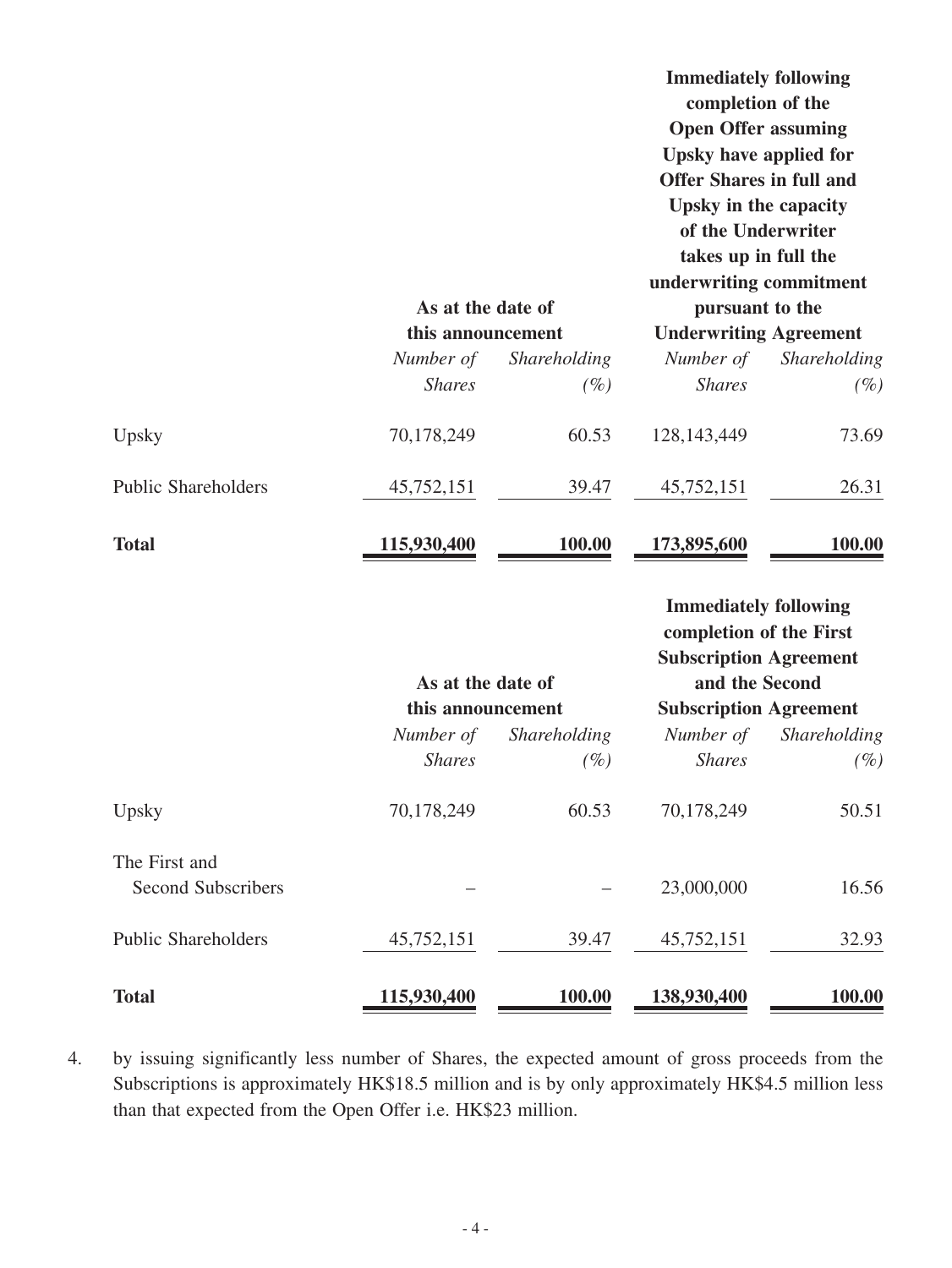| | As at the date of this announcement | | Immediately following completion of the Open Offer assuming Upsky have applied for Offer Shares in full and Upsky in the capacity of the Underwriter takes up in full the underwriting commitment pursuant to the Underwriting Agreement | |
|---|---|---|---|---|
| | *Number of Shares* | *Shareholding (%)* | *Number of Shares* | *Shareholding (%)* |
| Upsky | 70,178,249 | 60.53 | 128,143,449 | 73.69 |
| Public Shareholders | 45,752,151 | 39.47 | 45,752,151 | 26.31 |
| **Total** | **115,930,400** | **100.00** | **173,895,600** | **100.00** |

| | As at the date of this announcement | | Immediately following completion of the First Subscription Agreement and the Second Subscription Agreement | |
|---|---|---|---|---|
| | *Number of Shares* | *Shareholding (%)* | *Number of Shares* | *Shareholding (%)* |
| Upsky | 70,178,249 | 60.53 | 70,178,249 | 50.51 |
| The First and Second Subscribers | – | – | 23,000,000 | 16.56 |
| Public Shareholders | 45,752,151 | 39.47 | 45,752,151 | 32.93 |
| **Total** | **115,930,400** | **100.00** | **138,930,400** | **100.00** |

4. by issuing significantly less number of Shares, the expected amount of gross proceeds from the Subscriptions is approximately HK$18.5 million and is by only approximately HK$4.5 million less than that expected from the Open Offer i.e. HK$23 million.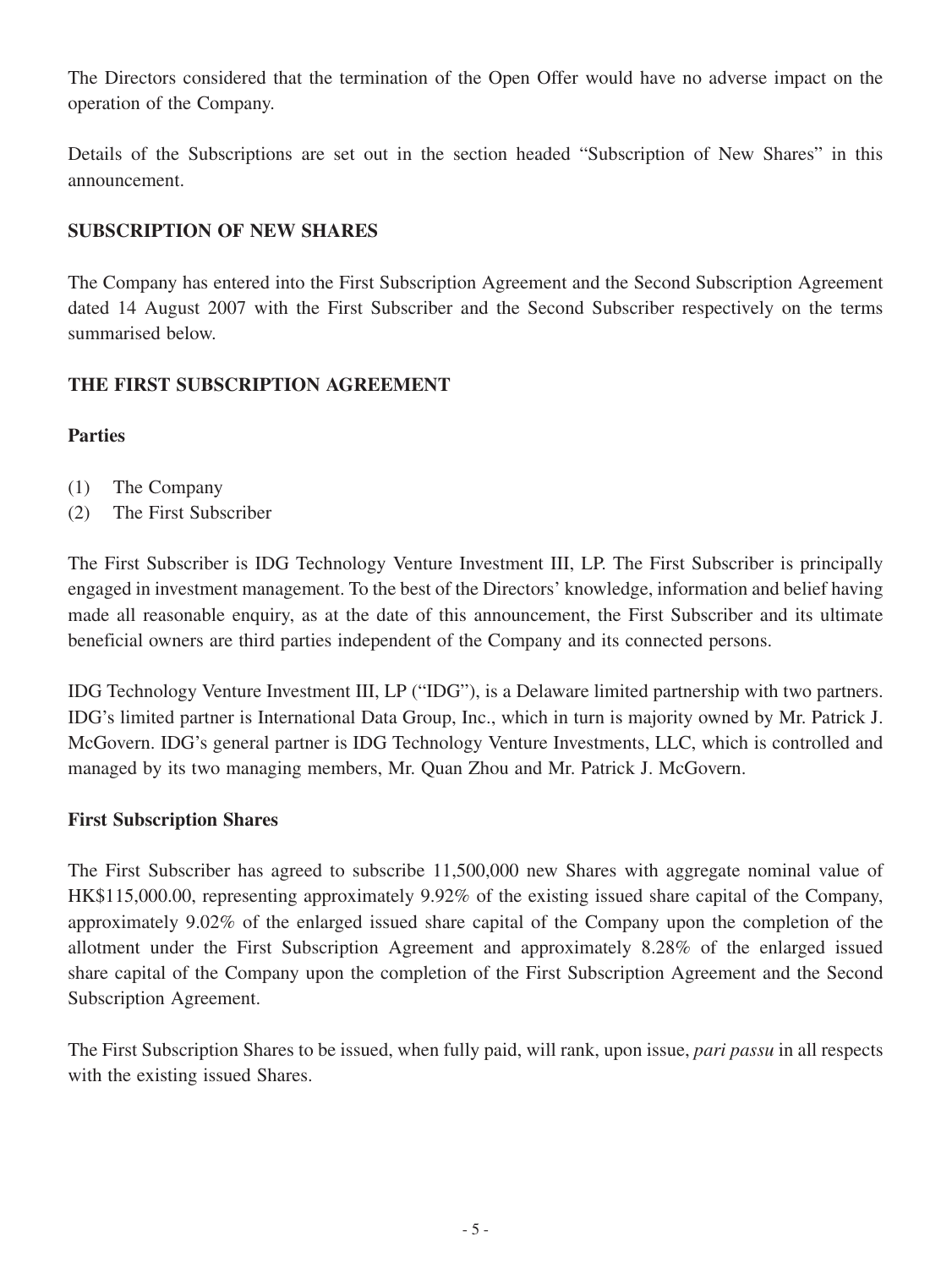The Directors considered that the termination of the Open Offer would have no adverse impact on the operation of the Company.

Details of the Subscriptions are set out in the section headed "Subscription of New Shares" in this announcement.

## SUBSCRIPTION OF NEW SHARES

The Company has entered into the First Subscription Agreement and the Second Subscription Agreement dated 14 August 2007 with the First Subscriber and the Second Subscriber respectively on the terms summarised below.

## THE FIRST SUBSCRIPTION AGREEMENT

### Parties

(1) The Company
(2) The First Subscriber

The First Subscriber is IDG Technology Venture Investment III, LP. The First Subscriber is principally engaged in investment management. To the best of the Directors' knowledge, information and belief having made all reasonable enquiry, as at the date of this announcement, the First Subscriber and its ultimate beneficial owners are third parties independent of the Company and its connected persons.

IDG Technology Venture Investment III, LP ("IDG"), is a Delaware limited partnership with two partners. IDG's limited partner is International Data Group, Inc., which in turn is majority owned by Mr. Patrick J. McGovern. IDG's general partner is IDG Technology Venture Investments, LLC, which is controlled and managed by its two managing members, Mr. Quan Zhou and Mr. Patrick J. McGovern.

### First Subscription Shares

The First Subscriber has agreed to subscribe 11,500,000 new Shares with aggregate nominal value of HK$115,000.00, representing approximately 9.92% of the existing issued share capital of the Company, approximately 9.02% of the enlarged issued share capital of the Company upon the completion of the allotment under the First Subscription Agreement and approximately 8.28% of the enlarged issued share capital of the Company upon the completion of the First Subscription Agreement and the Second Subscription Agreement.

The First Subscription Shares to be issued, when fully paid, will rank, upon issue, *pari passu* in all respects with the existing issued Shares.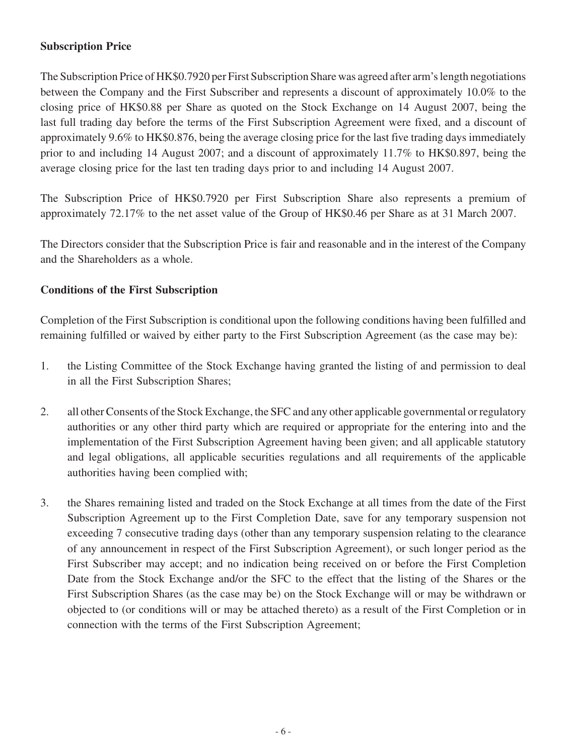**Subscription Price**

The Subscription Price of HK$0.7920 per First Subscription Share was agreed after arm's length negotiations between the Company and the First Subscriber and represents a discount of approximately 10.0% to the closing price of HK$0.88 per Share as quoted on the Stock Exchange on 14 August 2007, being the last full trading day before the terms of the First Subscription Agreement were fixed, and a discount of approximately 9.6% to HK$0.876, being the average closing price for the last five trading days immediately prior to and including 14 August 2007; and a discount of approximately 11.7% to HK$0.897, being the average closing price for the last ten trading days prior to and including 14 August 2007.

The Subscription Price of HK$0.7920 per First Subscription Share also represents a premium of approximately 72.17% to the net asset value of the Group of HK$0.46 per Share as at 31 March 2007.

The Directors consider that the Subscription Price is fair and reasonable and in the interest of the Company and the Shareholders as a whole.

**Conditions of the First Subscription**

Completion of the First Subscription is conditional upon the following conditions having been fulfilled and remaining fulfilled or waived by either party to the First Subscription Agreement (as the case may be):

1. the Listing Committee of the Stock Exchange having granted the listing of and permission to deal in all the First Subscription Shares;

2. all other Consents of the Stock Exchange, the SFC and any other applicable governmental or regulatory authorities or any other third party which are required or appropriate for the entering into and the implementation of the First Subscription Agreement having been given; and all applicable statutory and legal obligations, all applicable securities regulations and all requirements of the applicable authorities having been complied with;

3. the Shares remaining listed and traded on the Stock Exchange at all times from the date of the First Subscription Agreement up to the First Completion Date, save for any temporary suspension not exceeding 7 consecutive trading days (other than any temporary suspension relating to the clearance of any announcement in respect of the First Subscription Agreement), or such longer period as the First Subscriber may accept; and no indication being received on or before the First Completion Date from the Stock Exchange and/or the SFC to the effect that the listing of the Shares or the First Subscription Shares (as the case may be) on the Stock Exchange will or may be withdrawn or objected to (or conditions will or may be attached thereto) as a result of the First Completion or in connection with the terms of the First Subscription Agreement;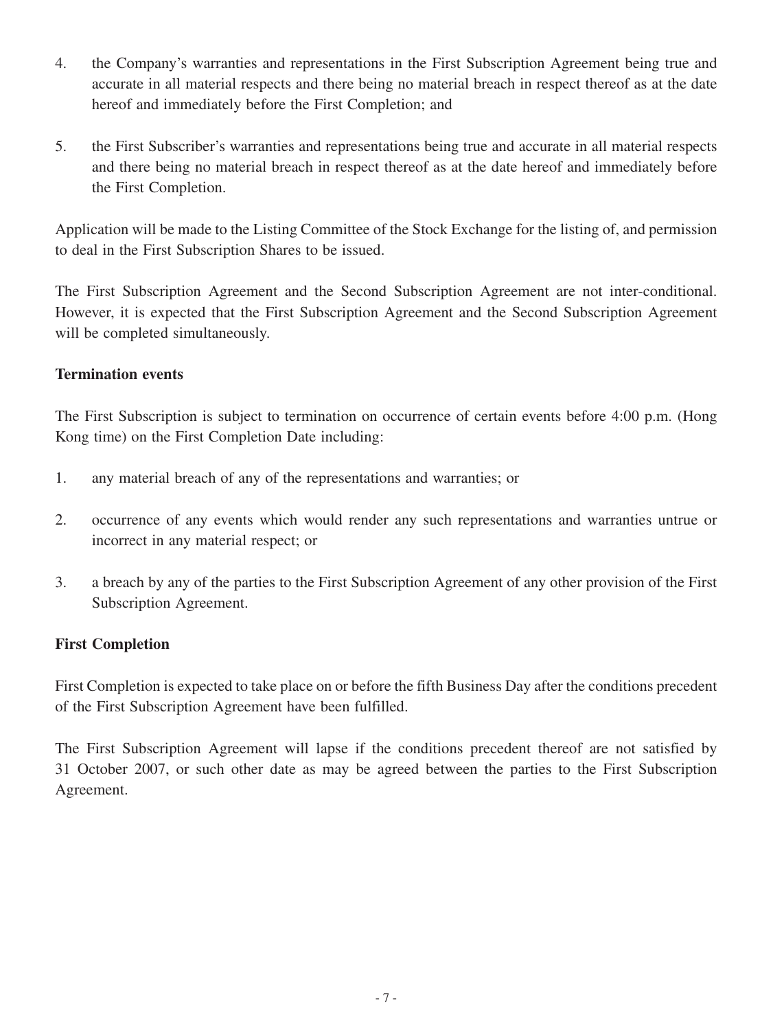4. the Company's warranties and representations in the First Subscription Agreement being true and accurate in all material respects and there being no material breach in respect thereof as at the date hereof and immediately before the First Completion; and

5. the First Subscriber's warranties and representations being true and accurate in all material respects and there being no material breach in respect thereof as at the date hereof and immediately before the First Completion.

Application will be made to the Listing Committee of the Stock Exchange for the listing of, and permission to deal in the First Subscription Shares to be issued.

The First Subscription Agreement and the Second Subscription Agreement are not inter-conditional. However, it is expected that the First Subscription Agreement and the Second Subscription Agreement will be completed simultaneously.

**Termination events**

The First Subscription is subject to termination on occurrence of certain events before 4:00 p.m. (Hong Kong time) on the First Completion Date including:

1. any material breach of any of the representations and warranties; or

2. occurrence of any events which would render any such representations and warranties untrue or incorrect in any material respect; or

3. a breach by any of the parties to the First Subscription Agreement of any other provision of the First Subscription Agreement.

**First Completion**

First Completion is expected to take place on or before the fifth Business Day after the conditions precedent of the First Subscription Agreement have been fulfilled.

The First Subscription Agreement will lapse if the conditions precedent thereof are not satisfied by 31 October 2007, or such other date as may be agreed between the parties to the First Subscription Agreement.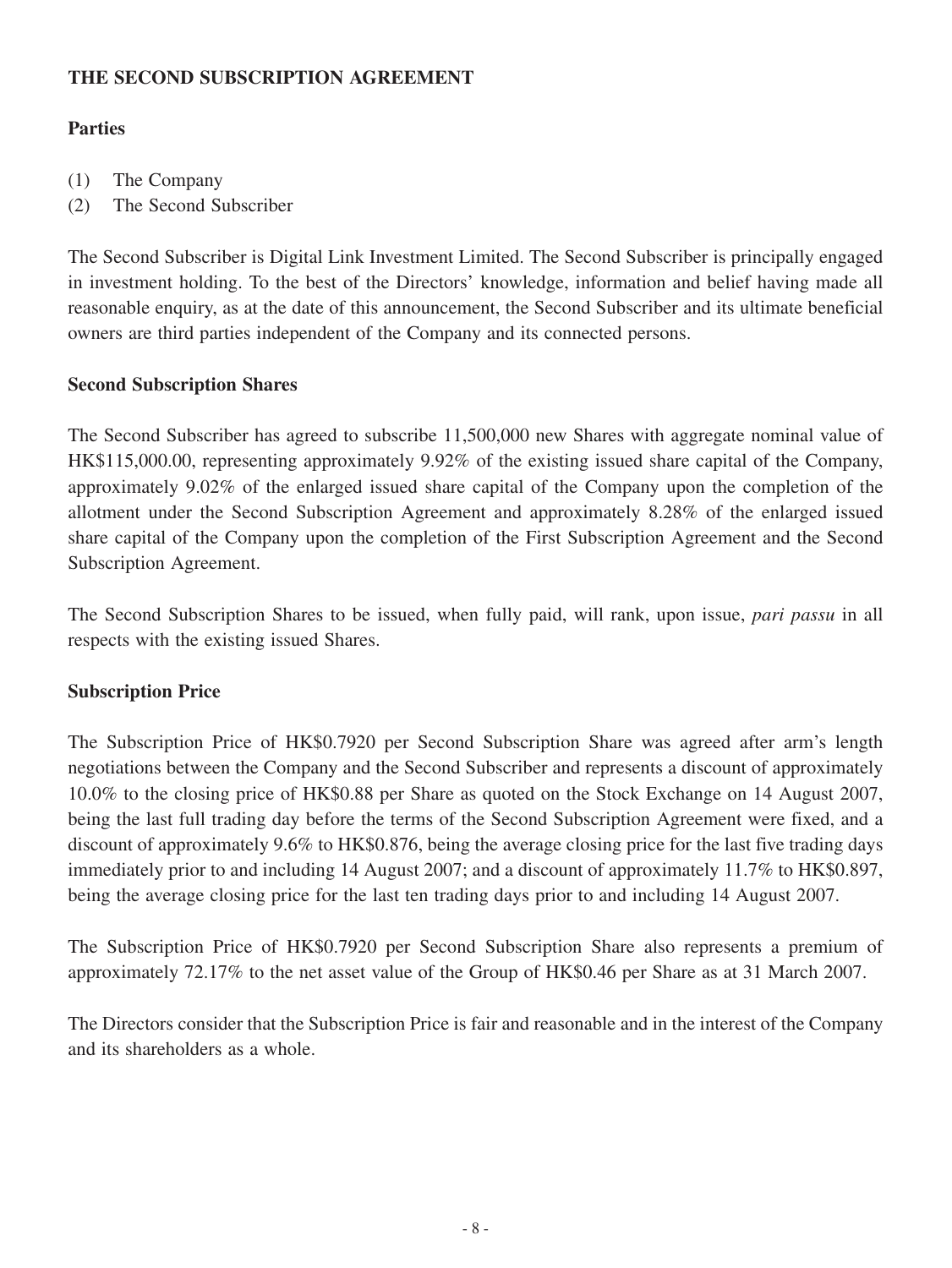## THE SECOND SUBSCRIPTION AGREEMENT

### Parties

(1) The Company
(2) The Second Subscriber

The Second Subscriber is Digital Link Investment Limited. The Second Subscriber is principally engaged in investment holding. To the best of the Directors' knowledge, information and belief having made all reasonable enquiry, as at the date of this announcement, the Second Subscriber and its ultimate beneficial owners are third parties independent of the Company and its connected persons.

### Second Subscription Shares

The Second Subscriber has agreed to subscribe 11,500,000 new Shares with aggregate nominal value of HK$115,000.00, representing approximately 9.92% of the existing issued share capital of the Company, approximately 9.02% of the enlarged issued share capital of the Company upon the completion of the allotment under the Second Subscription Agreement and approximately 8.28% of the enlarged issued share capital of the Company upon the completion of the First Subscription Agreement and the Second Subscription Agreement.

The Second Subscription Shares to be issued, when fully paid, will rank, upon issue, *pari passu* in all respects with the existing issued Shares.

### Subscription Price

The Subscription Price of HK$0.7920 per Second Subscription Share was agreed after arm's length negotiations between the Company and the Second Subscriber and represents a discount of approximately 10.0% to the closing price of HK$0.88 per Share as quoted on the Stock Exchange on 14 August 2007, being the last full trading day before the terms of the Second Subscription Agreement were fixed, and a discount of approximately 9.6% to HK$0.876, being the average closing price for the last five trading days immediately prior to and including 14 August 2007; and a discount of approximately 11.7% to HK$0.897, being the average closing price for the last ten trading days prior to and including 14 August 2007.

The Subscription Price of HK$0.7920 per Second Subscription Share also represents a premium of approximately 72.17% to the net asset value of the Group of HK$0.46 per Share as at 31 March 2007.

The Directors consider that the Subscription Price is fair and reasonable and in the interest of the Company and its shareholders as a whole.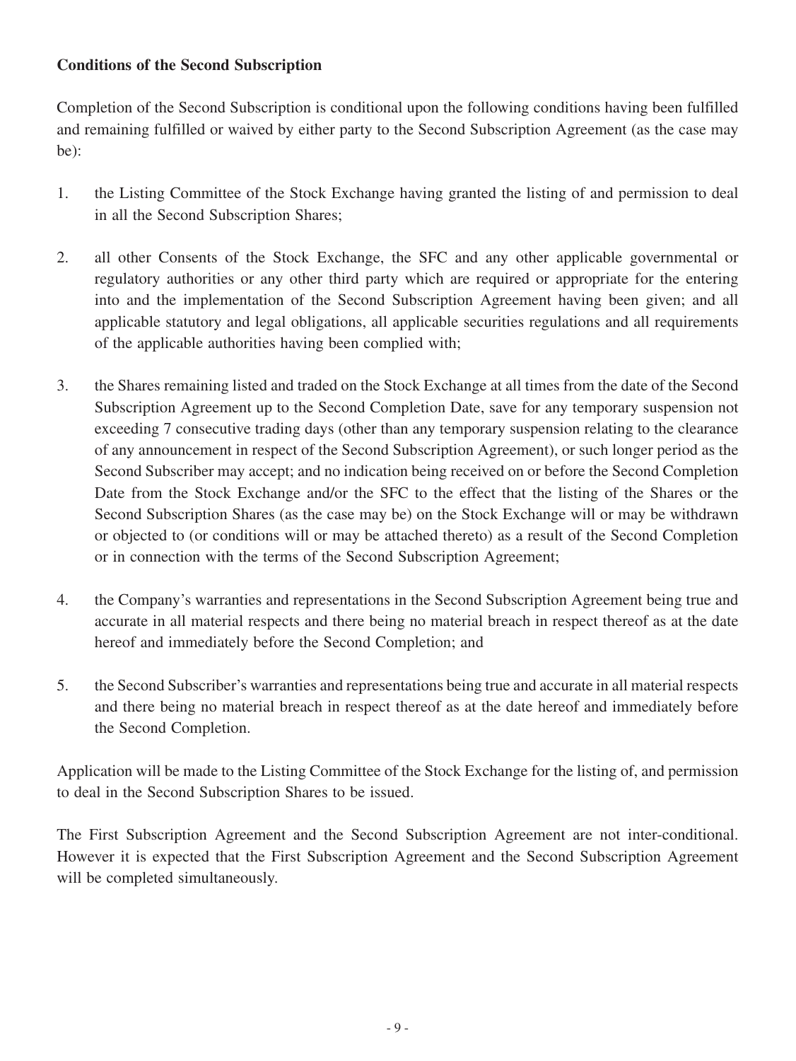**Conditions of the Second Subscription**

Completion of the Second Subscription is conditional upon the following conditions having been fulfilled and remaining fulfilled or waived by either party to the Second Subscription Agreement (as the case may be):

1. the Listing Committee of the Stock Exchange having granted the listing of and permission to deal in all the Second Subscription Shares;

2. all other Consents of the Stock Exchange, the SFC and any other applicable governmental or regulatory authorities or any other third party which are required or appropriate for the entering into and the implementation of the Second Subscription Agreement having been given; and all applicable statutory and legal obligations, all applicable securities regulations and all requirements of the applicable authorities having been complied with;

3. the Shares remaining listed and traded on the Stock Exchange at all times from the date of the Second Subscription Agreement up to the Second Completion Date, save for any temporary suspension not exceeding 7 consecutive trading days (other than any temporary suspension relating to the clearance of any announcement in respect of the Second Subscription Agreement), or such longer period as the Second Subscriber may accept; and no indication being received on or before the Second Completion Date from the Stock Exchange and/or the SFC to the effect that the listing of the Shares or the Second Subscription Shares (as the case may be) on the Stock Exchange will or may be withdrawn or objected to (or conditions will or may be attached thereto) as a result of the Second Completion or in connection with the terms of the Second Subscription Agreement;

4. the Company's warranties and representations in the Second Subscription Agreement being true and accurate in all material respects and there being no material breach in respect thereof as at the date hereof and immediately before the Second Completion; and

5. the Second Subscriber's warranties and representations being true and accurate in all material respects and there being no material breach in respect thereof as at the date hereof and immediately before the Second Completion.

Application will be made to the Listing Committee of the Stock Exchange for the listing of, and permission to deal in the Second Subscription Shares to be issued.

The First Subscription Agreement and the Second Subscription Agreement are not inter-conditional. However it is expected that the First Subscription Agreement and the Second Subscription Agreement will be completed simultaneously.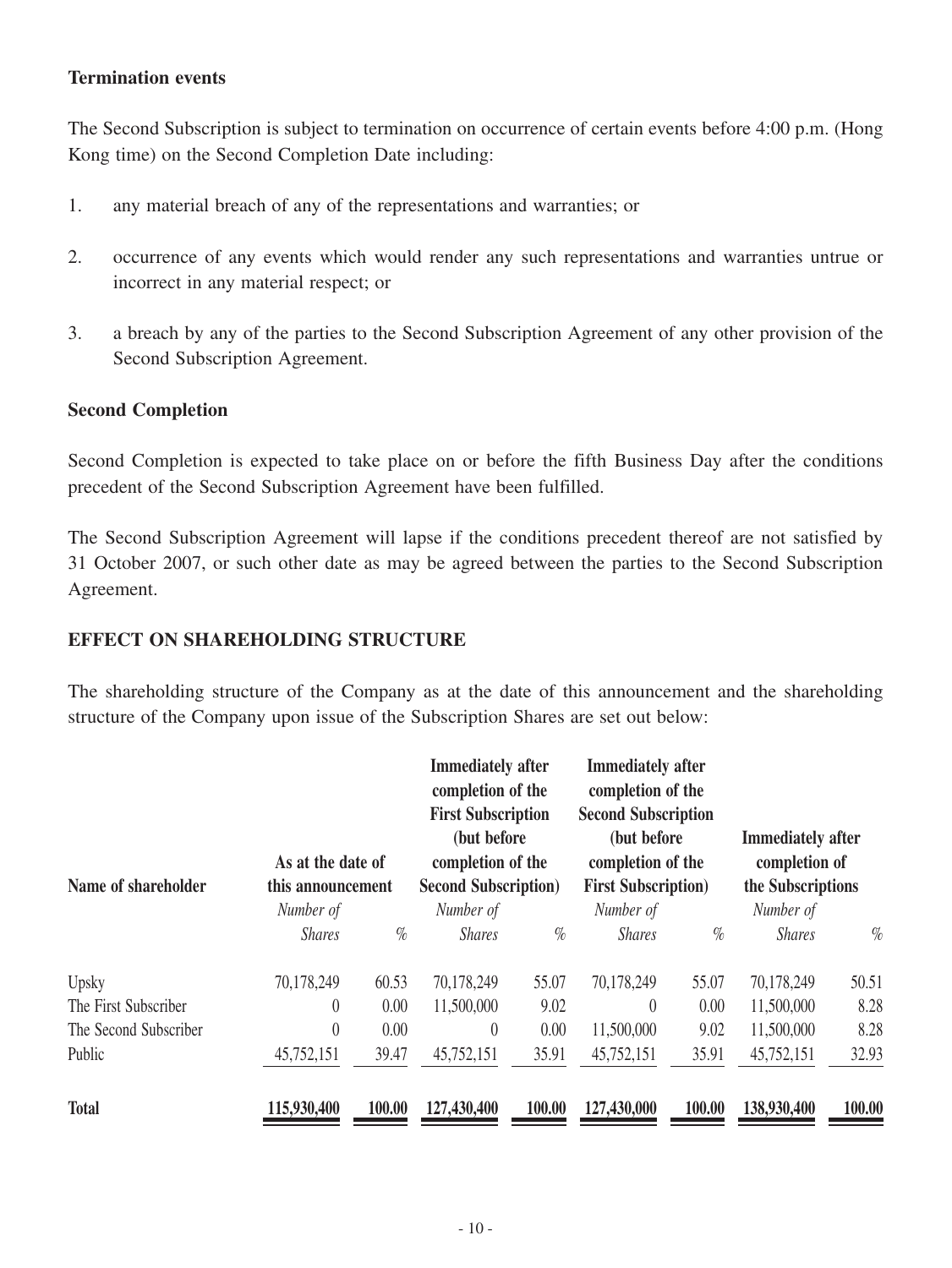**Termination events**

The Second Subscription is subject to termination on occurrence of certain events before 4:00 p.m. (Hong Kong time) on the Second Completion Date including:

1. any material breach of any of the representations and warranties; or
2. occurrence of any events which would render any such representations and warranties untrue or incorrect in any material respect; or
3. a breach by any of the parties to the Second Subscription Agreement of any other provision of the Second Subscription Agreement.

**Second Completion**

Second Completion is expected to take place on or before the fifth Business Day after the conditions precedent of the Second Subscription Agreement have been fulfilled.

The Second Subscription Agreement will lapse if the conditions precedent thereof are not satisfied by 31 October 2007, or such other date as may be agreed between the parties to the Second Subscription Agreement.

**EFFECT ON SHAREHOLDING STRUCTURE**

The shareholding structure of the Company as at the date of this announcement and the shareholding structure of the Company upon issue of the Subscription Shares are set out below:

| Name of shareholder | As at the date of this announcement | | Immediately after completion of the First Subscription (but before completion of the Second Subscription) | | Immediately after completion of the Second Subscription (but before completion of the First Subscription) | | Immediately after completion of the Subscriptions | |
|---|---|---|---|---|---|---|---|---|
| | *Number of Shares* | *%* | *Number of Shares* | *%* | *Number of Shares* | *%* | *Number of Shares* | *%* |
| Upsky | 70,178,249 | 60.53 | 70,178,249 | 55.07 | 70,178,249 | 55.07 | 70,178,249 | 50.51 |
| The First Subscriber | 0 | 0.00 | 11,500,000 | 9.02 | 0 | 0.00 | 11,500,000 | 8.28 |
| The Second Subscriber | 0 | 0.00 | 0 | 0.00 | 11,500,000 | 9.02 | 11,500,000 | 8.28 |
| Public | 45,752,151 | 39.47 | 45,752,151 | 35.91 | 45,752,151 | 35.91 | 45,752,151 | 32.93 |
| **Total** | **115,930,400** | **100.00** | **127,430,400** | **100.00** | **127,430,000** | **100.00** | **138,930,400** | **100.00** |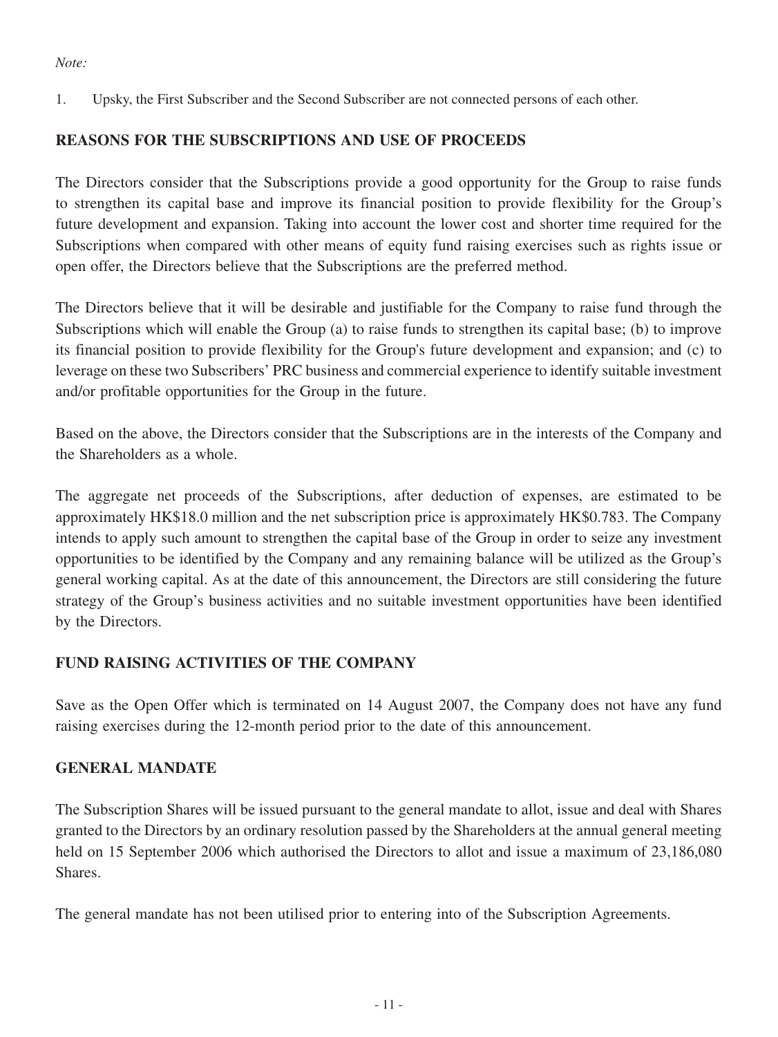*Note:*

1. Upsky, the First Subscriber and the Second Subscriber are not connected persons of each other.

## REASONS FOR THE SUBSCRIPTIONS AND USE OF PROCEEDS

The Directors consider that the Subscriptions provide a good opportunity for the Group to raise funds to strengthen its capital base and improve its financial position to provide flexibility for the Group's future development and expansion. Taking into account the lower cost and shorter time required for the Subscriptions when compared with other means of equity fund raising exercises such as rights issue or open offer, the Directors believe that the Subscriptions are the preferred method.

The Directors believe that it will be desirable and justifiable for the Company to raise fund through the Subscriptions which will enable the Group (a) to raise funds to strengthen its capital base; (b) to improve its financial position to provide flexibility for the Group's future development and expansion; and (c) to leverage on these two Subscribers' PRC business and commercial experience to identify suitable investment and/or profitable opportunities for the Group in the future.

Based on the above, the Directors consider that the Subscriptions are in the interests of the Company and the Shareholders as a whole.

The aggregate net proceeds of the Subscriptions, after deduction of expenses, are estimated to be approximately HK$18.0 million and the net subscription price is approximately HK$0.783. The Company intends to apply such amount to strengthen the capital base of the Group in order to seize any investment opportunities to be identified by the Company and any remaining balance will be utilized as the Group's general working capital. As at the date of this announcement, the Directors are still considering the future strategy of the Group's business activities and no suitable investment opportunities have been identified by the Directors.

## FUND RAISING ACTIVITIES OF THE COMPANY

Save as the Open Offer which is terminated on 14 August 2007, the Company does not have any fund raising exercises during the 12-month period prior to the date of this announcement.

## GENERAL MANDATE

The Subscription Shares will be issued pursuant to the general mandate to allot, issue and deal with Shares granted to the Directors by an ordinary resolution passed by the Shareholders at the annual general meeting held on 15 September 2006 which authorised the Directors to allot and issue a maximum of 23,186,080 Shares.

The general mandate has not been utilised prior to entering into of the Subscription Agreements.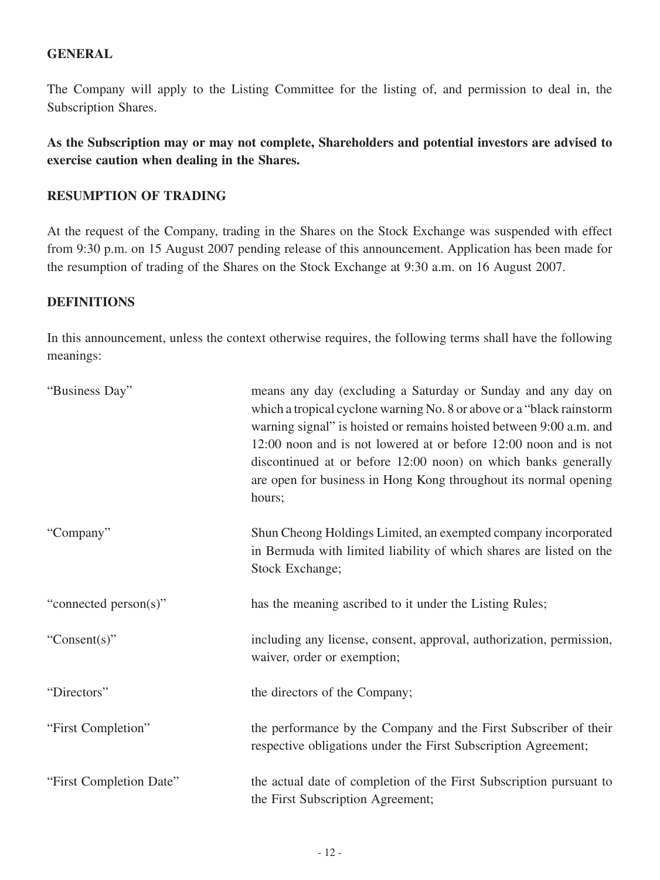## GENERAL

The Company will apply to the Listing Committee for the listing of, and permission to deal in, the Subscription Shares.

**As the Subscription may or may not complete, Shareholders and potential investors are advised to exercise caution when dealing in the Shares.**

## RESUMPTION OF TRADING

At the request of the Company, trading in the Shares on the Stock Exchange was suspended with effect from 9:30 p.m. on 15 August 2007 pending release of this announcement. Application has been made for the resumption of trading of the Shares on the Stock Exchange at 9:30 a.m. on 16 August 2007.

## DEFINITIONS

In this announcement, unless the context otherwise requires, the following terms shall have the following meanings:

| | |
|---|---|
| "Business Day" | means any day (excluding a Saturday or Sunday and any day on which a tropical cyclone warning No. 8 or above or a "black rainstorm warning signal" is hoisted or remains hoisted between 9:00 a.m. and 12:00 noon and is not lowered at or before 12:00 noon and is not discontinued at or before 12:00 noon) on which banks generally are open for business in Hong Kong throughout its normal opening hours; |
| "Company" | Shun Cheong Holdings Limited, an exempted company incorporated in Bermuda with limited liability of which shares are listed on the Stock Exchange; |
| "connected person(s)" | has the meaning ascribed to it under the Listing Rules; |
| "Consent(s)" | including any license, consent, approval, authorization, permission, waiver, order or exemption; |
| "Directors" | the directors of the Company; |
| "First Completion" | the performance by the Company and the First Subscriber of their respective obligations under the First Subscription Agreement; |
| "First Completion Date" | the actual date of completion of the First Subscription pursuant to the First Subscription Agreement; |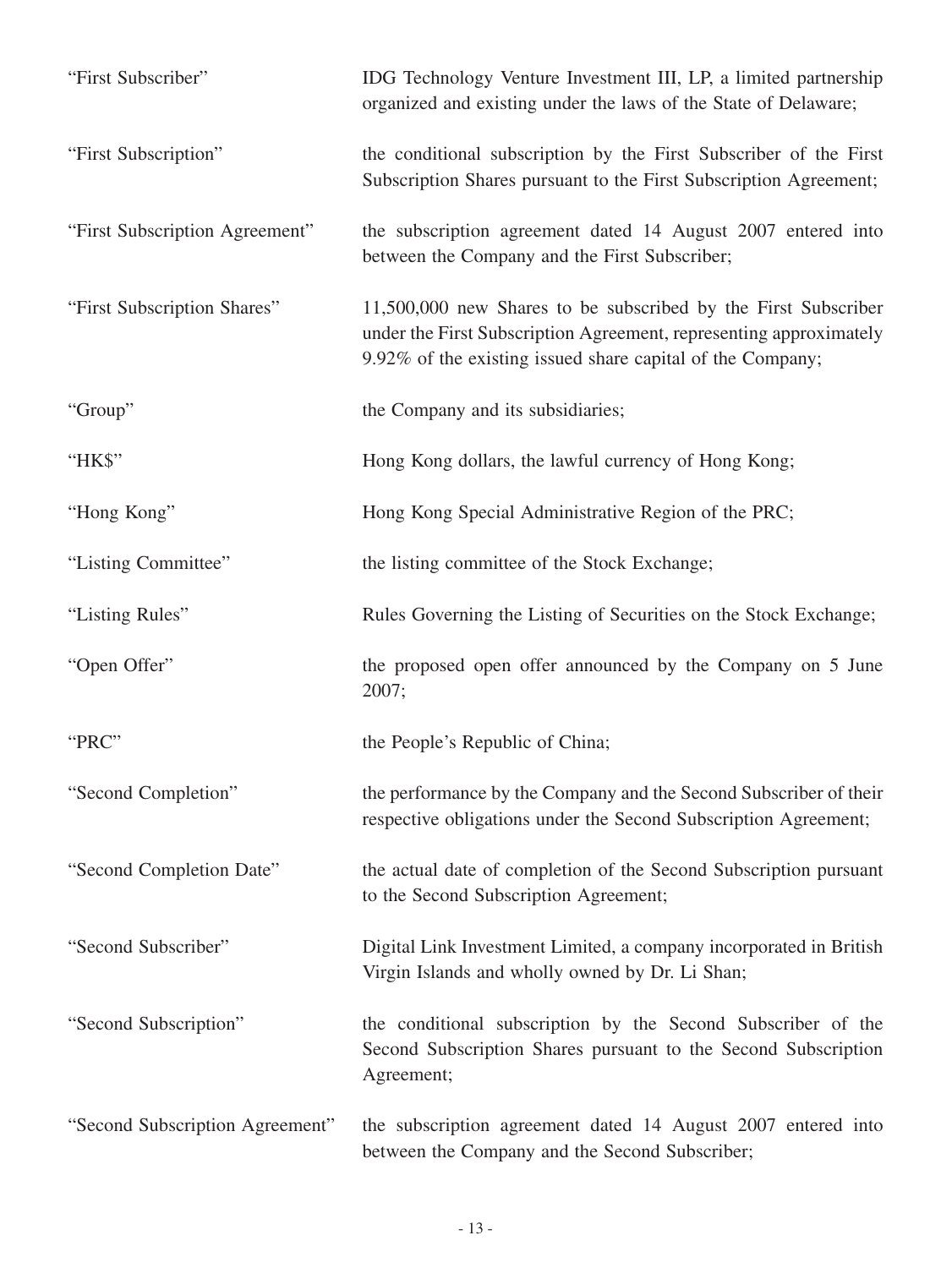| | |
|---|---|
| "First Subscriber" | IDG Technology Venture Investment III, LP, a limited partnership organized and existing under the laws of the State of Delaware; |
| "First Subscription" | the conditional subscription by the First Subscriber of the First Subscription Shares pursuant to the First Subscription Agreement; |
| "First Subscription Agreement" | the subscription agreement dated 14 August 2007 entered into between the Company and the First Subscriber; |
| "First Subscription Shares" | 11,500,000 new Shares to be subscribed by the First Subscriber under the First Subscription Agreement, representing approximately 9.92% of the existing issued share capital of the Company; |
| "Group" | the Company and its subsidiaries; |
| "HK$" | Hong Kong dollars, the lawful currency of Hong Kong; |
| "Hong Kong" | Hong Kong Special Administrative Region of the PRC; |
| "Listing Committee" | the listing committee of the Stock Exchange; |
| "Listing Rules" | Rules Governing the Listing of Securities on the Stock Exchange; |
| "Open Offer" | the proposed open offer announced by the Company on 5 June 2007; |
| "PRC" | the People's Republic of China; |
| "Second Completion" | the performance by the Company and the Second Subscriber of their respective obligations under the Second Subscription Agreement; |
| "Second Completion Date" | the actual date of completion of the Second Subscription pursuant to the Second Subscription Agreement; |
| "Second Subscriber" | Digital Link Investment Limited, a company incorporated in British Virgin Islands and wholly owned by Dr. Li Shan; |
| "Second Subscription" | the conditional subscription by the Second Subscriber of the Second Subscription Shares pursuant to the Second Subscription Agreement; |
| "Second Subscription Agreement" | the subscription agreement dated 14 August 2007 entered into between the Company and the Second Subscriber; |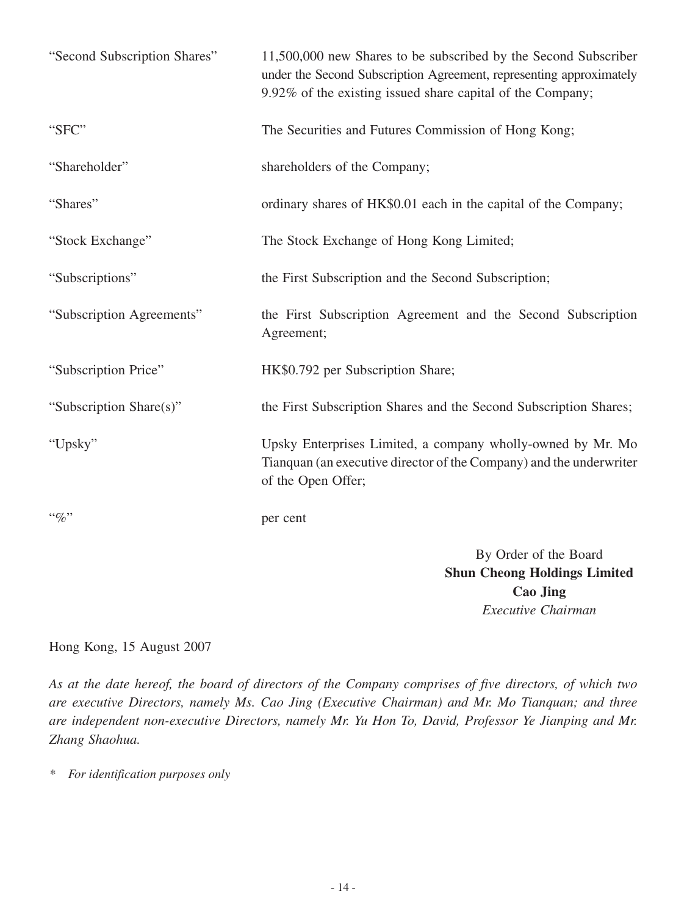| | |
|---|---|
| "Second Subscription Shares" | 11,500,000 new Shares to be subscribed by the Second Subscriber under the Second Subscription Agreement, representing approximately 9.92% of the existing issued share capital of the Company; |
| "SFC" | The Securities and Futures Commission of Hong Kong; |
| "Shareholder" | shareholders of the Company; |
| "Shares" | ordinary shares of HK$0.01 each in the capital of the Company; |
| "Stock Exchange" | The Stock Exchange of Hong Kong Limited; |
| "Subscriptions" | the First Subscription and the Second Subscription; |
| "Subscription Agreements" | the First Subscription Agreement and the Second Subscription Agreement; |
| "Subscription Price" | HK$0.792 per Subscription Share; |
| "Subscription Share(s)" | the First Subscription Shares and the Second Subscription Shares; |
| "Upsky" | Upsky Enterprises Limited, a company wholly-owned by Mr. Mo Tianquan (an executive director of the Company) and the underwriter of the Open Offer; |
| "%" | per cent |

By Order of the Board
**Shun Cheong Holdings Limited**
**Cao Jing**
*Executive Chairman*

Hong Kong, 15 August 2007

*As at the date hereof, the board of directors of the Company comprises of five directors, of which two are executive Directors, namely Ms. Cao Jing (Executive Chairman) and Mr. Mo Tianquan; and three are independent non-executive Directors, namely Mr. Yu Hon To, David, Professor Ye Jianping and Mr. Zhang Shaohua.*

\* *For identification purposes only*